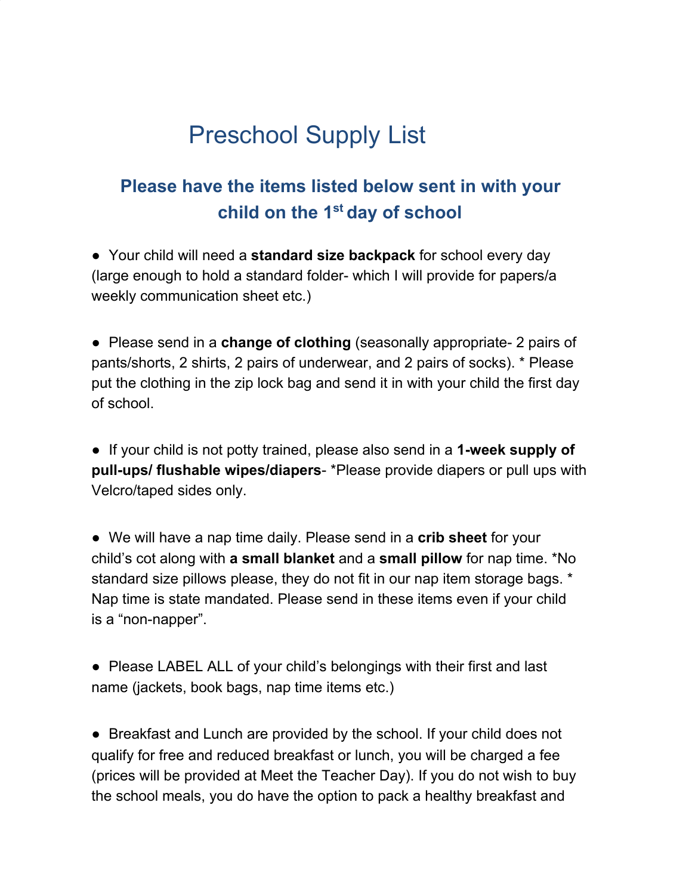# Preschool Supply List

## Please have the items listed below sent in with your child on the 1st day of school

- Your child will need a **standard size backpack** for school every day (large enough to hold a standard folder- which I will provide for papers/a weekly communication sheet etc.)

- Please send in a **change of clothing** (seasonally appropriate- 2 pairs of pants/shorts, 2 shirts, 2 pairs of underwear, and 2 pairs of socks). * Please put the clothing in the zip lock bag and send it in with your child the first day of school.

- If your child is not potty trained, please also send in a **1-week supply of pull-ups/ flushable wipes/diapers**- *Please provide diapers or pull ups with Velcro/taped sides only.

- We will have a nap time daily. Please send in a **crib sheet** for your child's cot along with **a small blanket** and a **small pillow** for nap time. *No standard size pillows please, they do not fit in our nap item storage bags. * Nap time is state mandated. Please send in these items even if your child is a "non-napper".

- Please LABEL ALL of your child's belongings with their first and last name (jackets, book bags, nap time items etc.)

- Breakfast and Lunch are provided by the school. If your child does not qualify for free and reduced breakfast or lunch, you will be charged a fee (prices will be provided at Meet the Teacher Day). If you do not wish to buy the school meals, you do have the option to pack a healthy breakfast and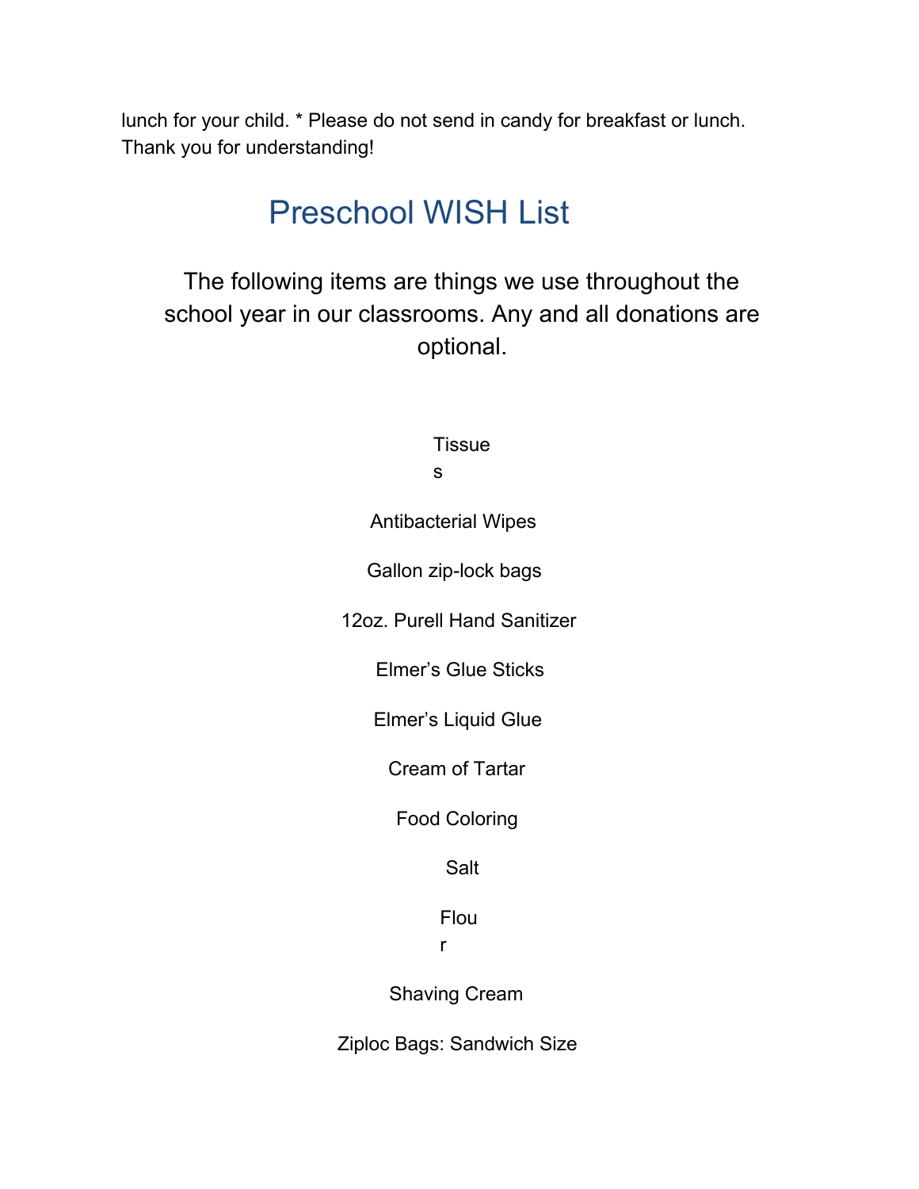lunch for your child. * Please do not send in candy for breakfast or lunch. Thank you for understanding!

# Preschool WISH List

The following items are things we use throughout the school year in our classrooms. Any and all donations are optional.

Tissues

Antibacterial Wipes

Gallon zip-lock bags

12oz. Purell Hand Sanitizer

Elmer's Glue Sticks

Elmer's Liquid Glue

Cream of Tartar

Food Coloring

Salt

Flour

Shaving Cream

Ziploc Bags: Sandwich Size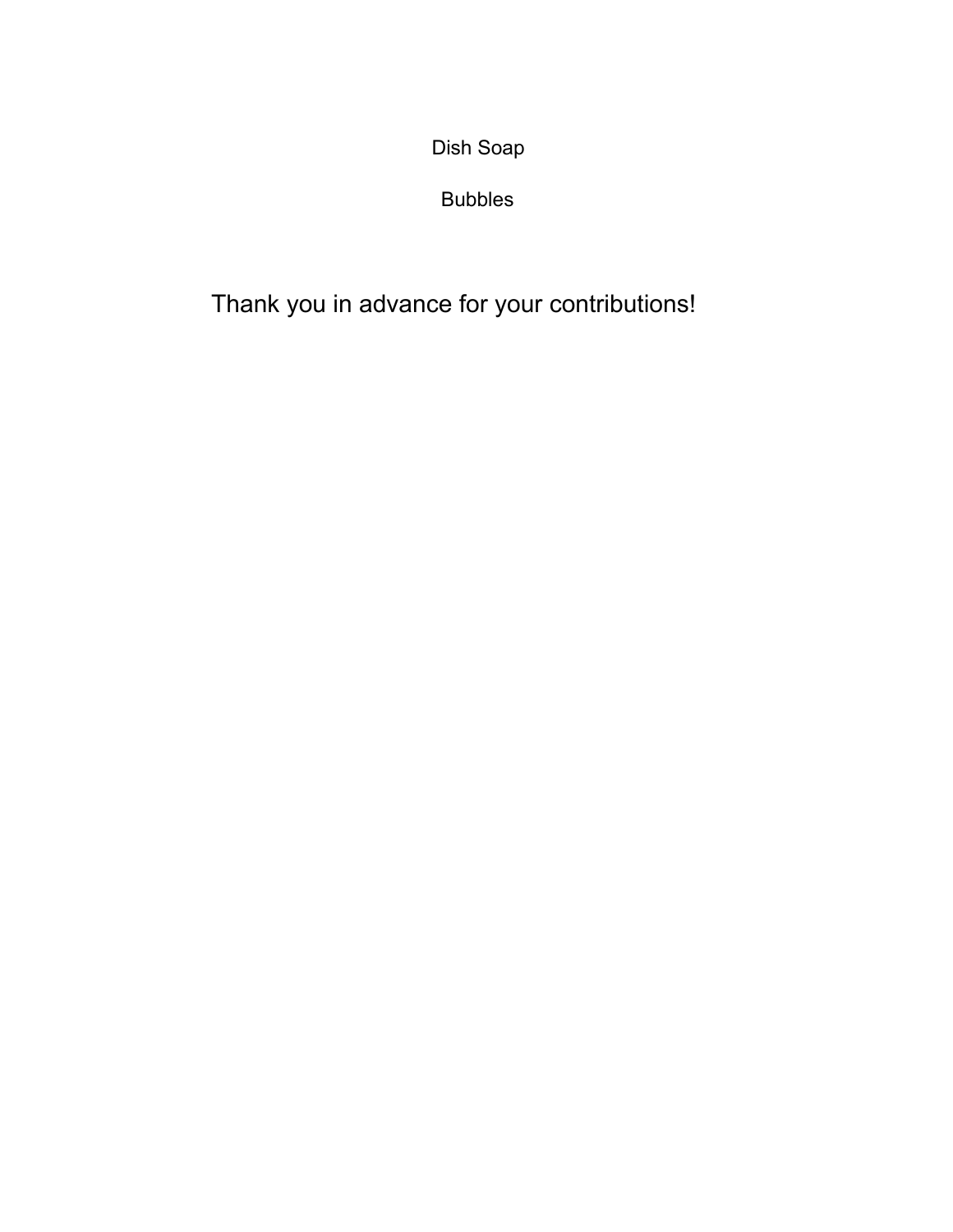Dish Soap

Bubbles

Thank you in advance for your contributions!